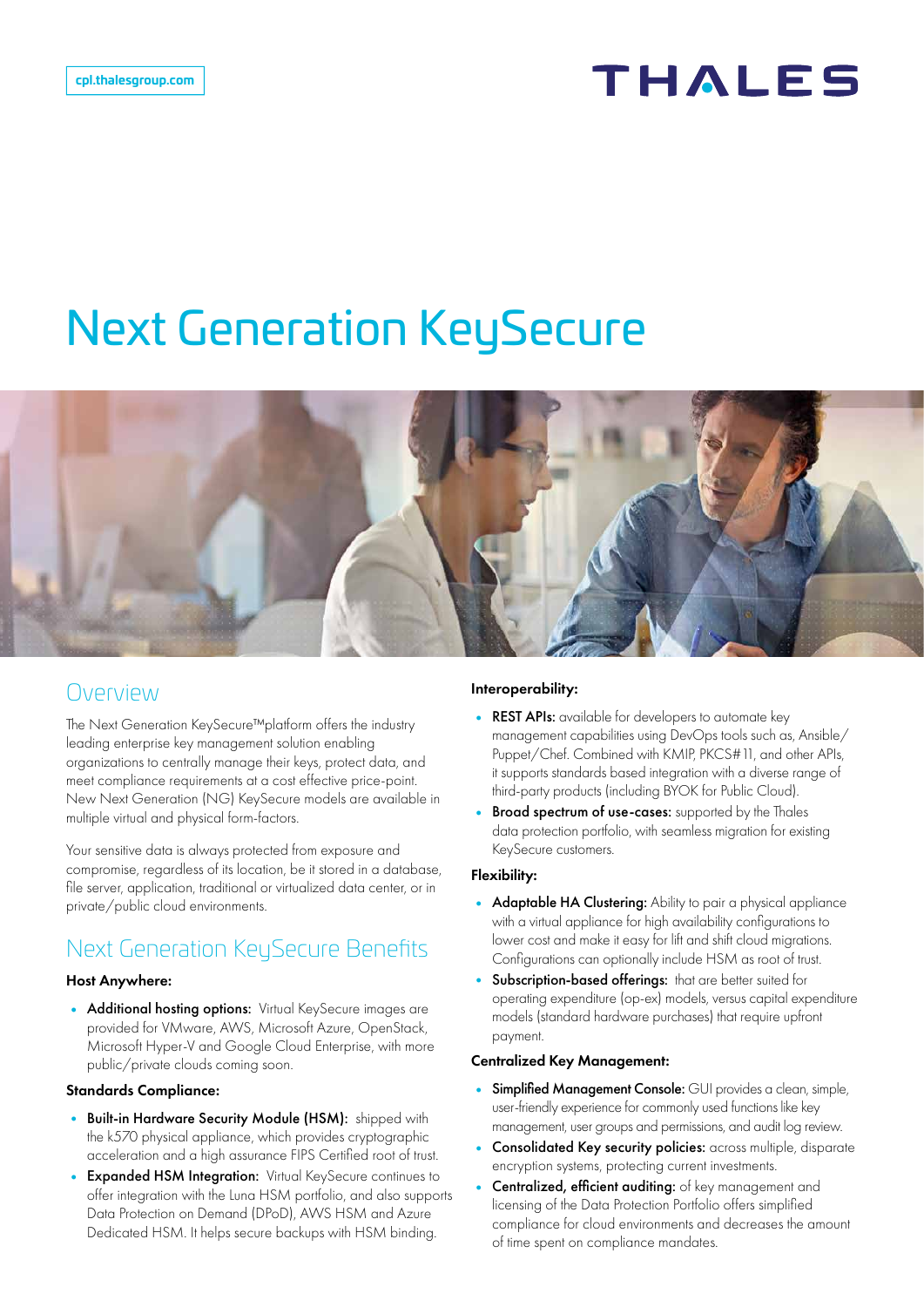cpl.thalesgroup.com

THALES

# Next Generation KeySecure

## Overview

The Next Generation KeySecure™platform offers the industry leading enterprise key management solution enabling organizations to centrally manage their keys, protect data, and meet compliance requirements at a cost effective price-point. New Next Generation (NG) KeySecure models are available in multiple virtual and physical form-factors.

Your sensitive data is always protected from exposure and compromise, regardless of its location, be it stored in a database, file server, application, traditional or virtualized data center, or in private/public cloud environments.

## Next Generation KeySecure Benefits

### Host Anywhere:

- **Additional hosting options:** Virtual KeySecure images are provided for VMware, AWS, Microsoft Azure, OpenStack, Microsoft Hyper-V and Google Cloud Enterprise, with more public/private clouds coming soon.

### Standards Compliance:

- **Built-in Hardware Security Module (HSM):** shipped with the k570 physical appliance, which provides cryptographic acceleration and a high assurance FIPS Certified root of trust.
- **Expanded HSM Integration:** Virtual KeySecure continues to offer integration with the Luna HSM portfolio, and also supports Data Protection on Demand (DPoD), AWS HSM and Azure Dedicated HSM. It helps secure backups with HSM binding.

### Interoperability:

- **REST APIs:** available for developers to automate key management capabilities using DevOps tools such as, Ansible/Puppet/Chef. Combined with KMIP, PKCS#11, and other APIs, it supports standards based integration with a diverse range of third-party products (including BYOK for Public Cloud).
- **Broad spectrum of use-cases:** supported by the Thales data protection portfolio, with seamless migration for existing KeySecure customers.

### Flexibility:

- **Adaptable HA Clustering:** Ability to pair a physical appliance with a virtual appliance for high availability configurations to lower cost and make it easy for lift and shift cloud migrations. Configurations can optionally include HSM as root of trust.
- **Subscription-based offerings:** that are better suited for operating expenditure (op-ex) models, versus capital expenditure models (standard hardware purchases) that require upfront payment.

### Centralized Key Management:

- **Simplified Management Console:** GUI provides a clean, simple, user-friendly experience for commonly used functions like key management, user groups and permissions, and audit log review.
- **Consolidated Key security policies:** across multiple, disparate encryption systems, protecting current investments.
- **Centralized, efficient auditing:** of key management and licensing of the Data Protection Portfolio offers simplified compliance for cloud environments and decreases the amount of time spent on compliance mandates.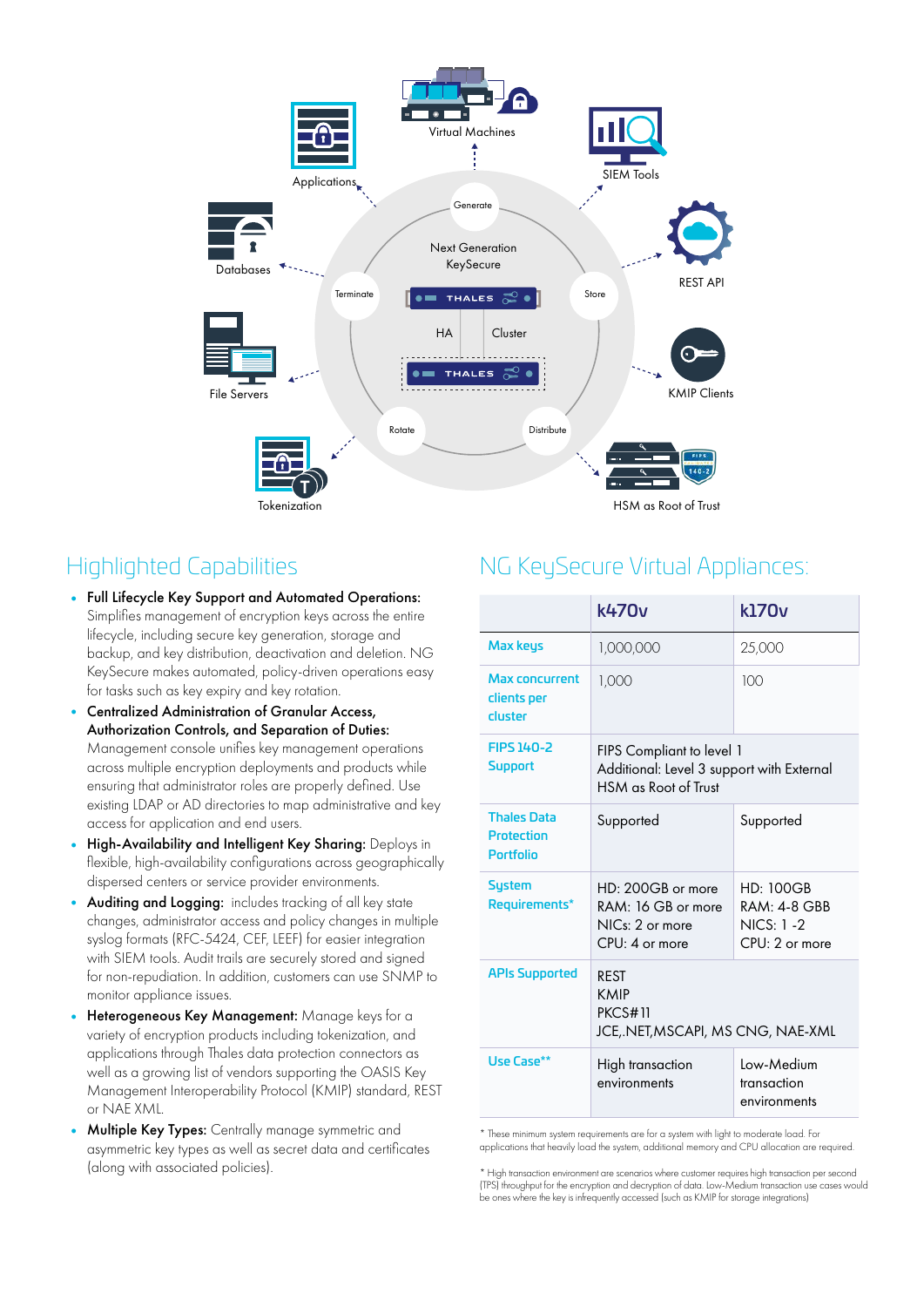Virtual Machines

Applications

SIEM Tools

Generate

Next Generation KeySecure

Databases

REST API

Terminate

Store

THALES

HA

Cluster

THALES

File Servers

KMIP Clients

Rotate

Distribute

Tokenization

HSM as Root of Trust

## Highlighted Capabilities

- **Full Lifecycle Key Support and Automated Operations:** Simplifies management of encryption keys across the entire lifecycle, including secure key generation, storage and backup, and key distribution, deactivation and deletion. NG KeySecure makes automated, policy-driven operations easy for tasks such as key expiry and key rotation.
- **Centralized Administration of Granular Access, Authorization Controls, and Separation of Duties:** Management console unifies key management operations across multiple encryption deployments and products while ensuring that administrator roles are properly defined. Use existing LDAP or AD directories to map administrative and key access for application and end users.
- **High-Availability and Intelligent Key Sharing:** Deploys in flexible, high-availability configurations across geographically dispersed centers or service provider environments.
- **Auditing and Logging:** includes tracking of all key state changes, administrator access and policy changes in multiple syslog formats (RFC-5424, CEF, LEEF) for easier integration with SIEM tools. Audit trails are securely stored and signed for non-repudiation. In addition, customers can use SNMP to monitor appliance issues.
- **Heterogeneous Key Management:** Manage keys for a variety of encryption products including tokenization, and applications through Thales data protection connectors as well as a growing list of vendors supporting the OASIS Key Management Interoperability Protocol (KMIP) standard, REST or NAE XML.
- **Multiple Key Types:** Centrally manage symmetric and asymmetric key types as well as secret data and certificates (along with associated policies).

## NG KeySecure Virtual Appliances:

| | k470v | k170v |
|---|---|---|
| Max keys | 1,000,000 | 25,000 |
| Max concurrent clients per cluster | 1,000 | 100 |
| FIPS 140-2 Support | FIPS Compliant to level 1<br>Additional: Level 3 support with External HSM as Root of Trust | |
| Thales Data Protection Portfolio | Supported | Supported |
| System Requirements* | HD: 200GB or more<br>RAM: 16 GB or more<br>NICs: 2 or more<br>CPU: 4 or more | HD: 100GB<br>RAM: 4-8 GBB<br>NICS: 1 -2<br>CPU: 2 or more |
| APIs Supported | REST<br>KMIP<br>PKCS#11<br>JCE,.NET,MSCAPI, MS CNG, NAE-XML | |
| Use Case** | High transaction environments | Low-Medium transaction environments |

* These minimum system requirements are for a system with light to moderate load. For applications that heavily load the system, additional memory and CPU allocation are required.

* High transaction environment are scenarios where customer requires high transaction per second (TPS) throughput for the encryption and decryption of data. Low-Medium transaction use cases would be ones where the key is infrequently accessed (such as KMIP for storage integrations)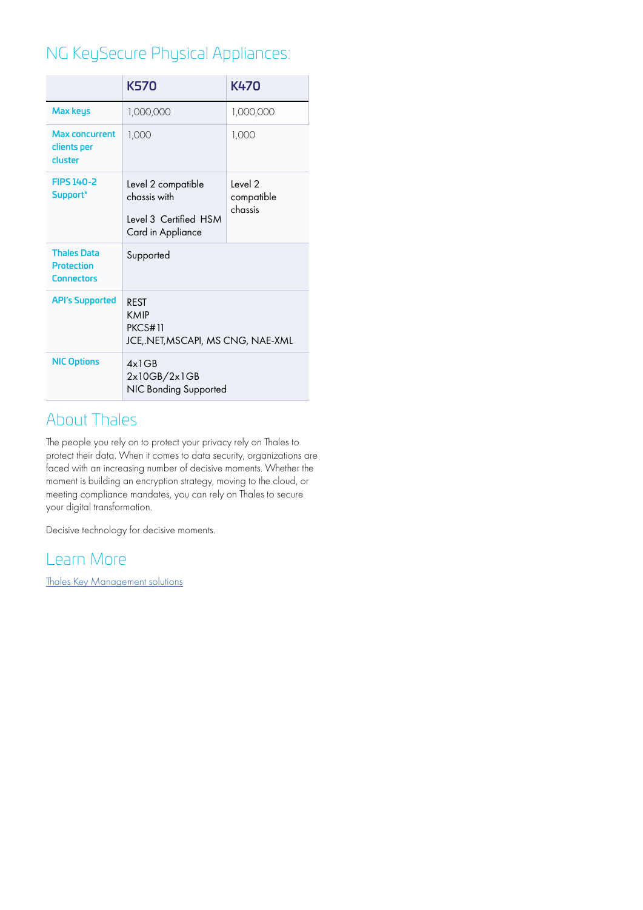## NG KeySecure Physical Appliances:

| | K570 | K470 |
|---|---|---|
| Max keys | 1,000,000 | 1,000,000 |
| Max concurrent clients per cluster | 1,000 | 1,000 |
| FIPS 140-2 Support* | Level 2 compatible chassis with<br><br>Level 3 Certified HSM Card in Appliance | Level 2 compatible chassis |
| Thales Data Protection Connectors | Supported | |
| API's Supported | REST<br>KMIP<br>PKCS#11<br>JCE,.NET,MSCAPI, MS CNG, NAE-XML | |
| NIC Options | 4x1GB<br>2x10GB/2x1GB<br>NIC Bonding Supported | |

## About Thales

The people you rely on to protect your privacy rely on Thales to protect their data. When it comes to data security, organizations are faced with an increasing number of decisive moments. Whether the moment is building an encryption strategy, moving to the cloud, or meeting compliance mandates, you can rely on Thales to secure your digital transformation.

Decisive technology for decisive moments.

## Learn More

Thales Key Management solutions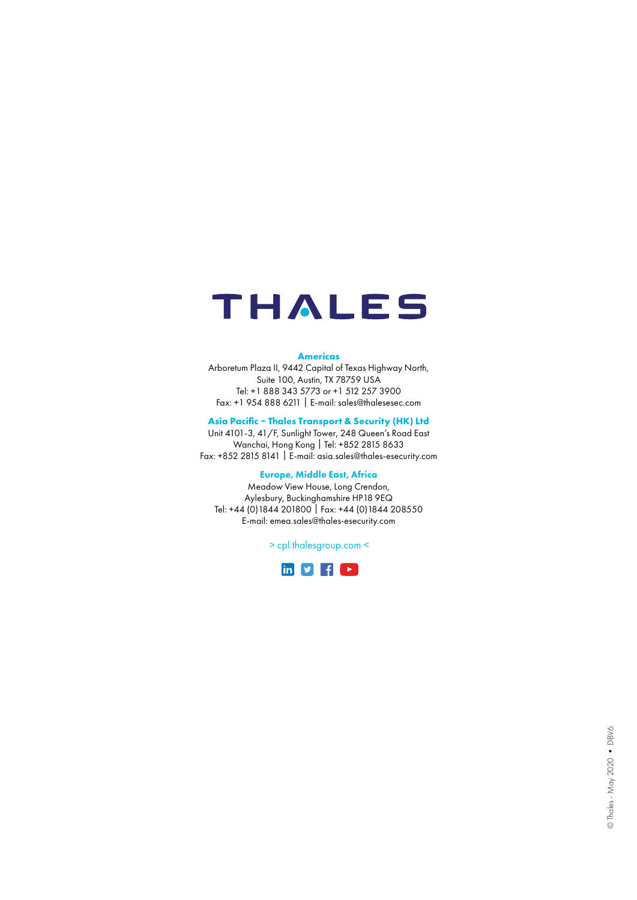THALES

**Americas**

Arboretum Plaza II, 9442 Capital of Texas Highway North,
Suite 100, Austin, TX 78759 USA
Tel: +1 888 343 5773 or +1 512 257 3900
Fax: +1 954 888 6211 | E-mail: sales@thalesesec.com

**Asia Pacific – Thales Transport & Security (HK) Ltd**

Unit 4101-3, 41/F, Sunlight Tower, 248 Queen's Road East
Wanchai, Hong Kong | Tel: +852 2815 8633
Fax: +852 2815 8141 | E-mail: asia.sales@thales-esecurity.com

**Europe, Middle East, Africa**

Meadow View House, Long Crendon,
Aylesbury, Buckinghamshire HP18 9EQ
Tel: +44 (0)1844 201800 | Fax: +44 (0)1844 208550
E-mail: emea.sales@thales-esecurity.com

> cpl.thalesgroup.com <

© Thales - May 2020 • DBV6